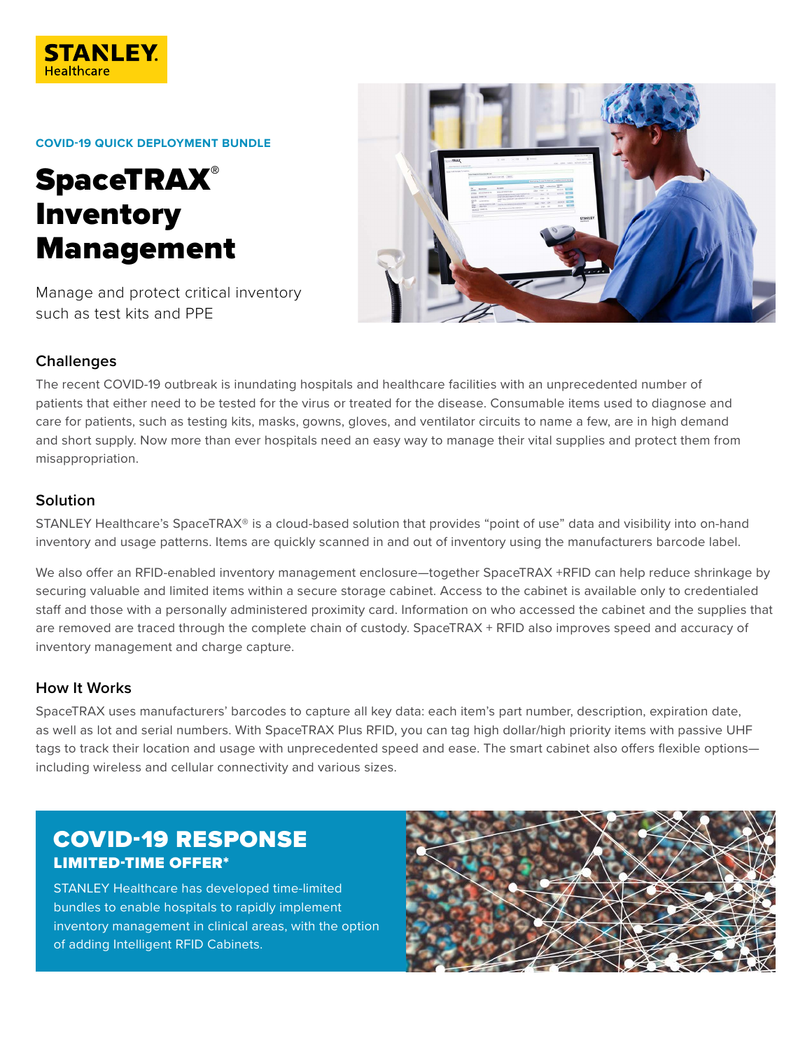STANLEY Healthcare

COVID-19 QUICK DEPLOYMENT BUNDLE

# SpaceTRAX® Inventory Management

Manage and protect critical inventory such as test kits and PPE

## Challenges

The recent COVID-19 outbreak is inundating hospitals and healthcare facilities with an unprecedented number of patients that either need to be tested for the virus or treated for the disease. Consumable items used to diagnose and care for patients, such as testing kits, masks, gowns, gloves, and ventilator circuits to name a few, are in high demand and short supply. Now more than ever hospitals need an easy way to manage their vital supplies and protect them from misappropriation.

## Solution

STANLEY Healthcare's SpaceTRAX® is a cloud-based solution that provides "point of use" data and visibility into on-hand inventory and usage patterns. Items are quickly scanned in and out of inventory using the manufacturers barcode label.

We also offer an RFID-enabled inventory management enclosure—together SpaceTRAX +RFID can help reduce shrinkage by securing valuable and limited items within a secure storage cabinet. Access to the cabinet is available only to credentialed staff and those with a personally administered proximity card. Information on who accessed the cabinet and the supplies that are removed are traced through the complete chain of custody. SpaceTRAX + RFID also improves speed and accuracy of inventory management and charge capture.

## How It Works

SpaceTRAX uses manufacturers' barcodes to capture all key data: each item's part number, description, expiration date, as well as lot and serial numbers. With SpaceTRAX Plus RFID, you can tag high dollar/high priority items with passive UHF tags to track their location and usage with unprecedented speed and ease. The smart cabinet also offers flexible options—including wireless and cellular connectivity and various sizes.

## COVID-19 RESPONSE

### LIMITED-TIME OFFER*

STANLEY Healthcare has developed time-limited bundles to enable hospitals to rapidly implement inventory management in clinical areas, with the option of adding Intelligent RFID Cabinets.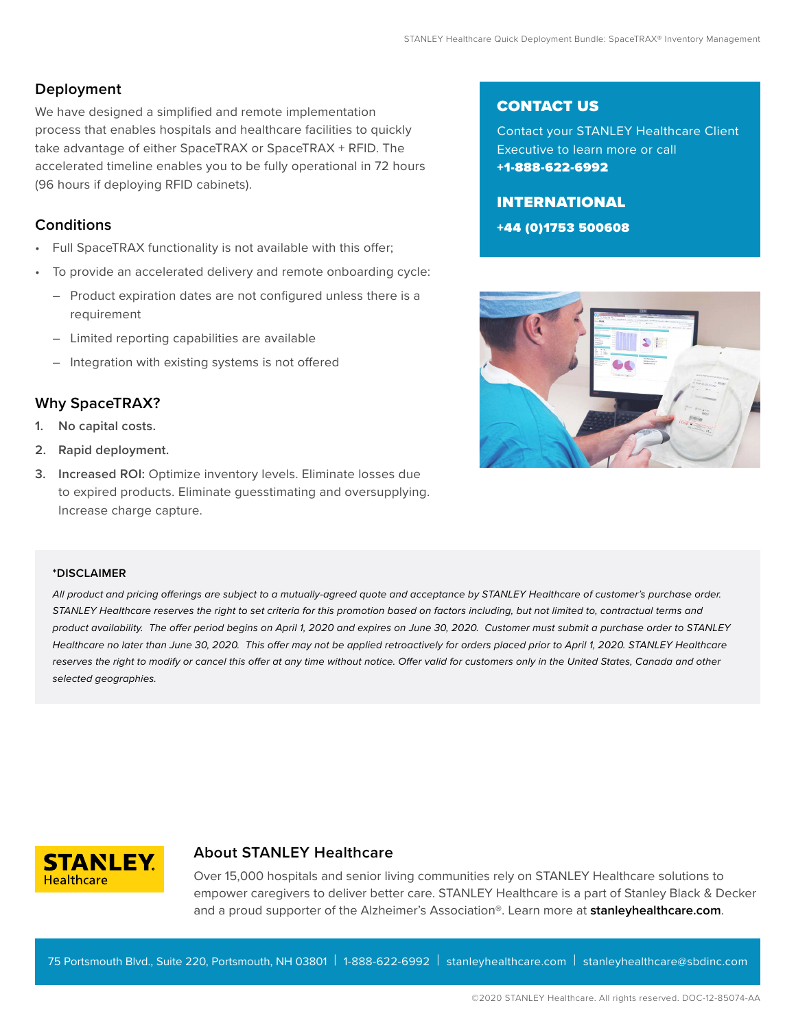## Deployment

We have designed a simplified and remote implementation process that enables hospitals and healthcare facilities to quickly take advantage of either SpaceTRAX or SpaceTRAX + RFID. The accelerated timeline enables you to be fully operational in 72 hours (96 hours if deploying RFID cabinets).

## Conditions

- Full SpaceTRAX functionality is not available with this offer;
- To provide an accelerated delivery and remote onboarding cycle:
  - Product expiration dates are not configured unless there is a requirement
  - Limited reporting capabilities are available
  - Integration with existing systems is not offered

## Why SpaceTRAX?

1. **No capital costs.**
2. **Rapid deployment.**
3. **Increased ROI:** Optimize inventory levels. Eliminate losses due to expired products. Eliminate guesstimating and oversupplying. Increase charge capture.

## CONTACT US

Contact your STANLEY Healthcare Client Executive to learn more or call **+1-888-622-6992**

## INTERNATIONAL

**+44 (0)1753 500608**

**\*DISCLAIMER**

*All product and pricing offerings are subject to a mutually-agreed quote and acceptance by STANLEY Healthcare of customer's purchase order. STANLEY Healthcare reserves the right to set criteria for this promotion based on factors including, but not limited to, contractual terms and product availability. The offer period begins on April 1, 2020 and expires on June 30, 2020. Customer must submit a purchase order to STANLEY Healthcare no later than June 30, 2020. This offer may not be applied retroactively for orders placed prior to April 1, 2020. STANLEY Healthcare reserves the right to modify or cancel this offer at any time without notice. Offer valid for customers only in the United States, Canada and other selected geographies.*

## About STANLEY Healthcare

Over 15,000 hospitals and senior living communities rely on STANLEY Healthcare solutions to empower caregivers to deliver better care. STANLEY Healthcare is a part of Stanley Black & Decker and a proud supporter of the Alzheimer's Association®. Learn more at **stanleyhealthcare.com**.

75 Portsmouth Blvd., Suite 220, Portsmouth, NH 03801 | 1-888-622-6992 | stanleyhealthcare.com | stanleyhealthcare@sbdinc.com

©2020 STANLEY Healthcare. All rights reserved. DOC-12-85074-AA